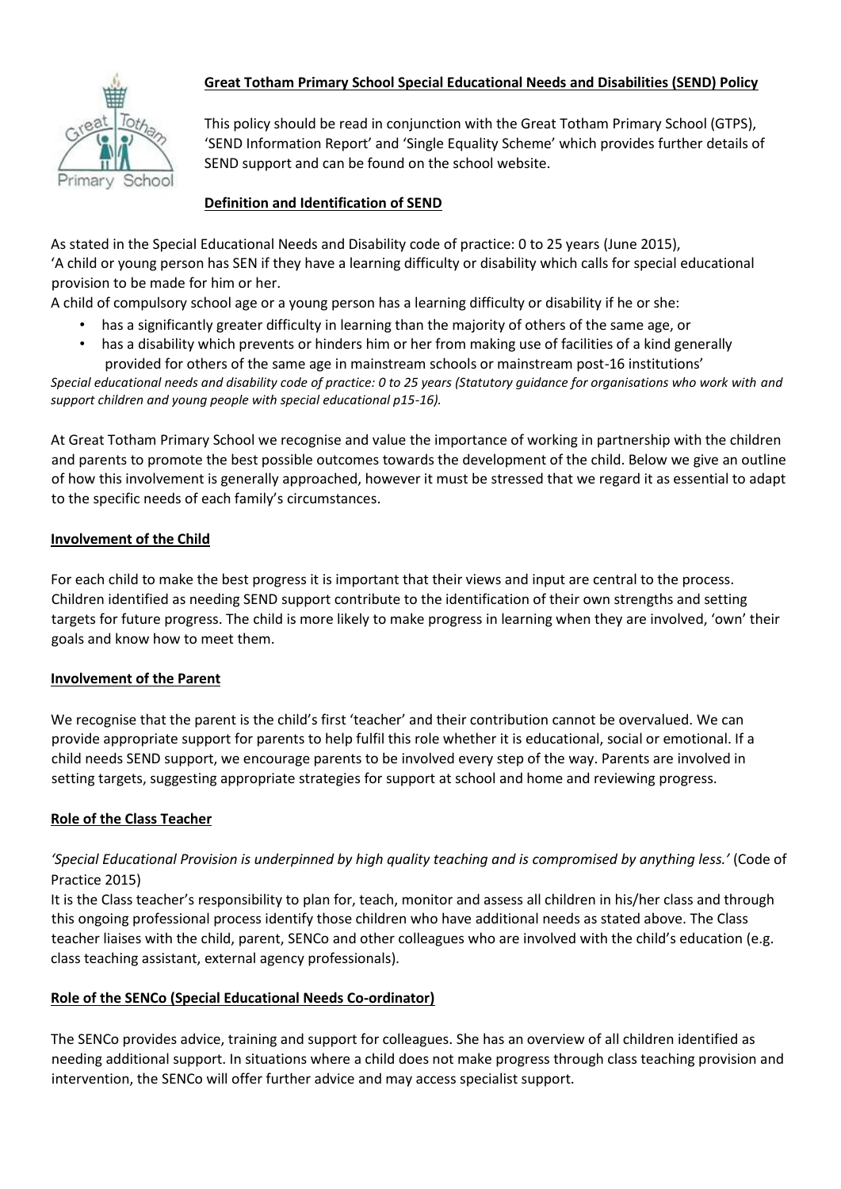# **Great Totham Primary School Special Educational Needs and Disabilities (SEND) Policy**

This policy should be read in conjunction with the Great Totham Primary School (GTPS), 'SEND Information Report' and 'Single Equality Scheme' which provides further details of SEND support and can be found on the school website.

## **Definition and Identification of SEND**

As stated in the Special Educational Needs and Disability code of practice: 0 to 25 years (June 2015), 'A child or young person has SEN if they have a learning difficulty or disability which calls for special educational provision to be made for him or her.

A child of compulsory school age or a young person has a learning difficulty or disability if he or she:

- has a significantly greater difficulty in learning than the majority of others of the same age, or
- has a disability which prevents or hinders him or her from making use of facilities of a kind generally provided for others of the same age in mainstream schools or mainstream post-16 institutions'

*Special educational needs and disability code of practice: 0 to 25 years (Statutory guidance for organisations who work with and support children and young people with special educational p15-16).*

At Great Totham Primary School we recognise and value the importance of working in partnership with the children and parents to promote the best possible outcomes towards the development of the child. Below we give an outline of how this involvement is generally approached, however it must be stressed that we regard it as essential to adapt to the specific needs of each family's circumstances.

## **Involvement of the Child**

For each child to make the best progress it is important that their views and input are central to the process. Children identified as needing SEND support contribute to the identification of their own strengths and setting targets for future progress. The child is more likely to make progress in learning when they are involved, 'own' their goals and know how to meet them.

## **Involvement of the Parent**

We recognise that the parent is the child's first 'teacher' and their contribution cannot be overvalued. We can provide appropriate support for parents to help fulfil this role whether it is educational, social or emotional. If a child needs SEND support, we encourage parents to be involved every step of the way. Parents are involved in setting targets, suggesting appropriate strategies for support at school and home and reviewing progress.

## **Role of the Class Teacher**

*'Special Educational Provision is underpinned by high quality teaching and is compromised by anything less.'* (Code of Practice 2015)

It is the Class teacher's responsibility to plan for, teach, monitor and assess all children in his/her class and through this ongoing professional process identify those children who have additional needs as stated above. The Class teacher liaises with the child, parent, SENCo and other colleagues who are involved with the child's education (e.g. class teaching assistant, external agency professionals).

## **Role of the SENCo (Special Educational Needs Co-ordinator)**

The SENCo provides advice, training and support for colleagues. She has an overview of all children identified as needing additional support. In situations where a child does not make progress through class teaching provision and intervention, the SENCo will offer further advice and may access specialist support.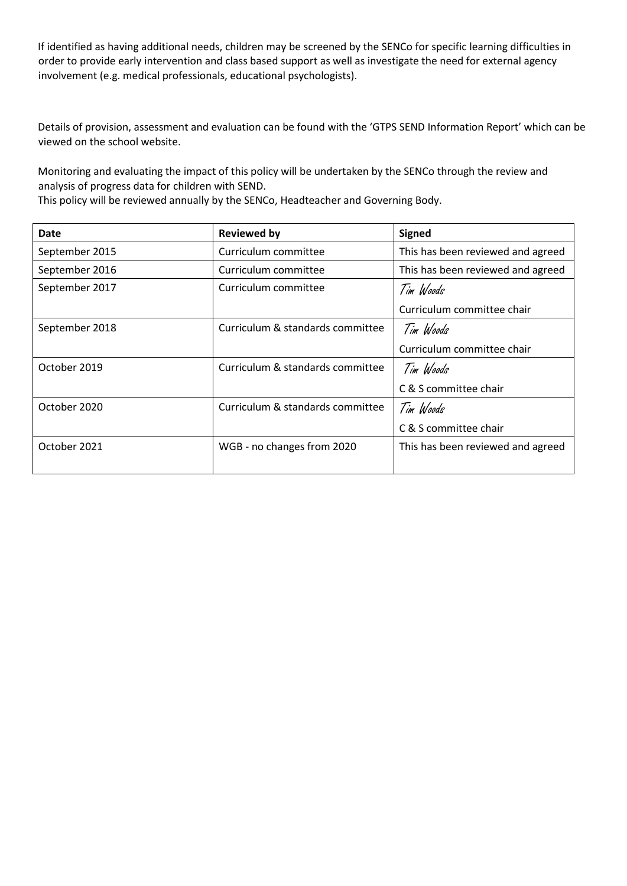If identified as having additional needs, children may be screened by the SENCo for specific learning difficulties in order to provide early intervention and class based support as well as investigate the need for external agency involvement (e.g. medical professionals, educational psychologists).

Details of provision, assessment and evaluation can be found with the 'GTPS SEND Information Report' which can be viewed on the school website.

Monitoring and evaluating the impact of this policy will be undertaken by the SENCo through the review and analysis of progress data for children with SEND.
This policy will be reviewed annually by the SENCo, Headteacher and Governing Body.

| **Date** | **Reviewed by** | **Signed** |
|---|---|---|
| September 2015 | Curriculum committee | This has been reviewed and agreed |
| September 2016 | Curriculum committee | This has been reviewed and agreed |
| September 2017 | Curriculum committee | Tim Woods<br>Curriculum committee chair |
| September 2018 | Curriculum & standards committee | Tim Woods<br>Curriculum committee chair |
| October 2019 | Curriculum & standards committee | Tim Woods<br>C & S committee chair |
| October 2020 | Curriculum & standards committee | Tim Woods<br>C & S committee chair |
| October 2021 | WGB - no changes from 2020 | This has been reviewed and agreed |